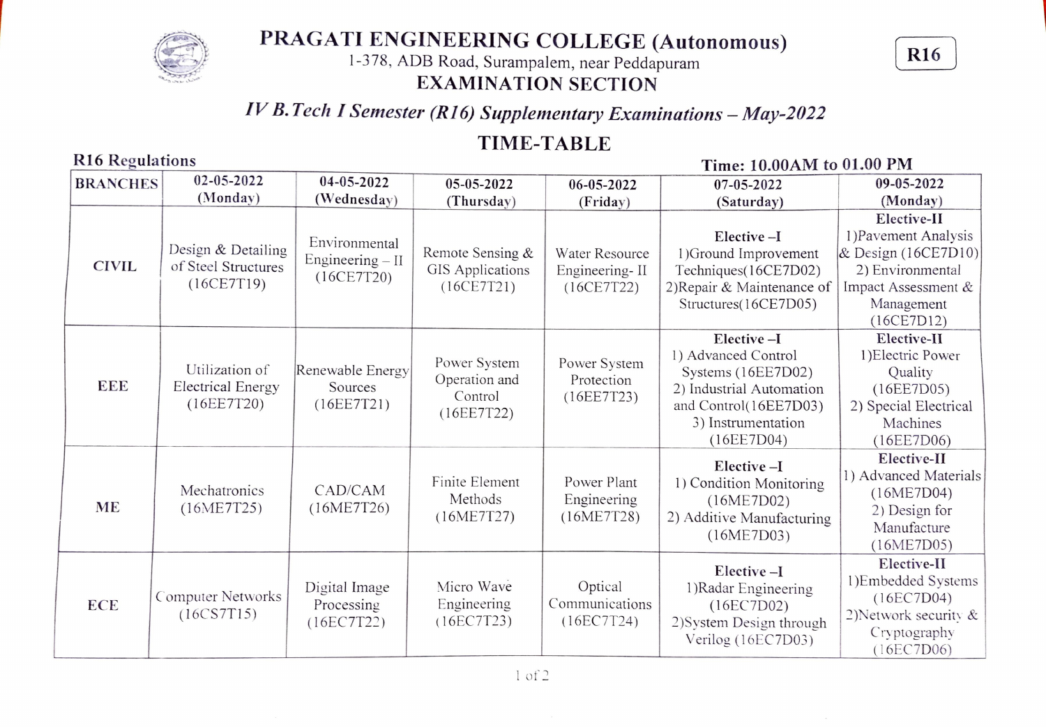# PRAGATI ENGINEERING COLLEGE (Autonomous)

1-378, ADB Road, Surampalem, near Peddapuram

**R16**

## EXAMINATION SECTION

### *IV B.Tech I Semester (R16) Supplementary Examinations – May-2022*

## TIME-TABLE

**R16 Regulations** **Time: 10.00AM to 01.00 PM**

| BRANCHES | 02-05-2022 (Monday) | 04-05-2022 (Wednesday) | 05-05-2022 (Thursday) | 06-05-2022 (Friday) | 07-05-2022 (Saturday) | 09-05-2022 (Monday) |
|---|---|---|---|---|---|---|
| **CIVIL** | Design & Detailing of Steel Structures (16CE7T19) | Environmental Engineering – II (16CE7T20) | Remote Sensing & GIS Applications (16CE7T21) | Water Resource Engineering- II (16CE7T22) | **Elective –I** 1)Ground Improvement Techniques(16CE7D02) 2)Repair & Maintenance of Structures(16CE7D05) | **Elective-II** 1)Pavement Analysis & Design (16CE7D10) 2) Environmental Impact Assessment & Management (16CE7D12) |
| **EEE** | Utilization of Electrical Energy (16EE7T20) | Renewable Energy Sources (16EE7T21) | Power System Operation and Control (16EE7T22) | Power System Protection (16EE7T23) | **Elective –I** 1) Advanced Control Systems (16EE7D02) 2) Industrial Automation and Control(16EE7D03) 3) Instrumentation (16EE7D04) | **Elective-II** 1)Electric Power Quality (16EE7D05) 2) Special Electrical Machines (16EE7D06) |
| **ME** | Mechatronics (16ME7T25) | CAD/CAM (16ME7T26) | Finite Element Methods (16ME7T27) | Power Plant Engineering (16ME7T28) | **Elective –I** 1) Condition Monitoring (16ME7D02) 2) Additive Manufacturing (16ME7D03) | **Elective-II** 1) Advanced Materials (16ME7D04) 2) Design for Manufacture (16ME7D05) |
| **ECE** | Computer Networks (16CS7T15) | Digital Image Processing (16EC7T22) | Micro Wave Engineering (16EC7T23) | Optical Communications (16EC7T24) | **Elective –I** 1)Radar Engineering (16EC7D02) 2)System Design through Verilog (16EC7D03) | **Elective-II** 1)Embedded Systems (16EC7D04) 2)Network security & Cryptography (16EC7D06) |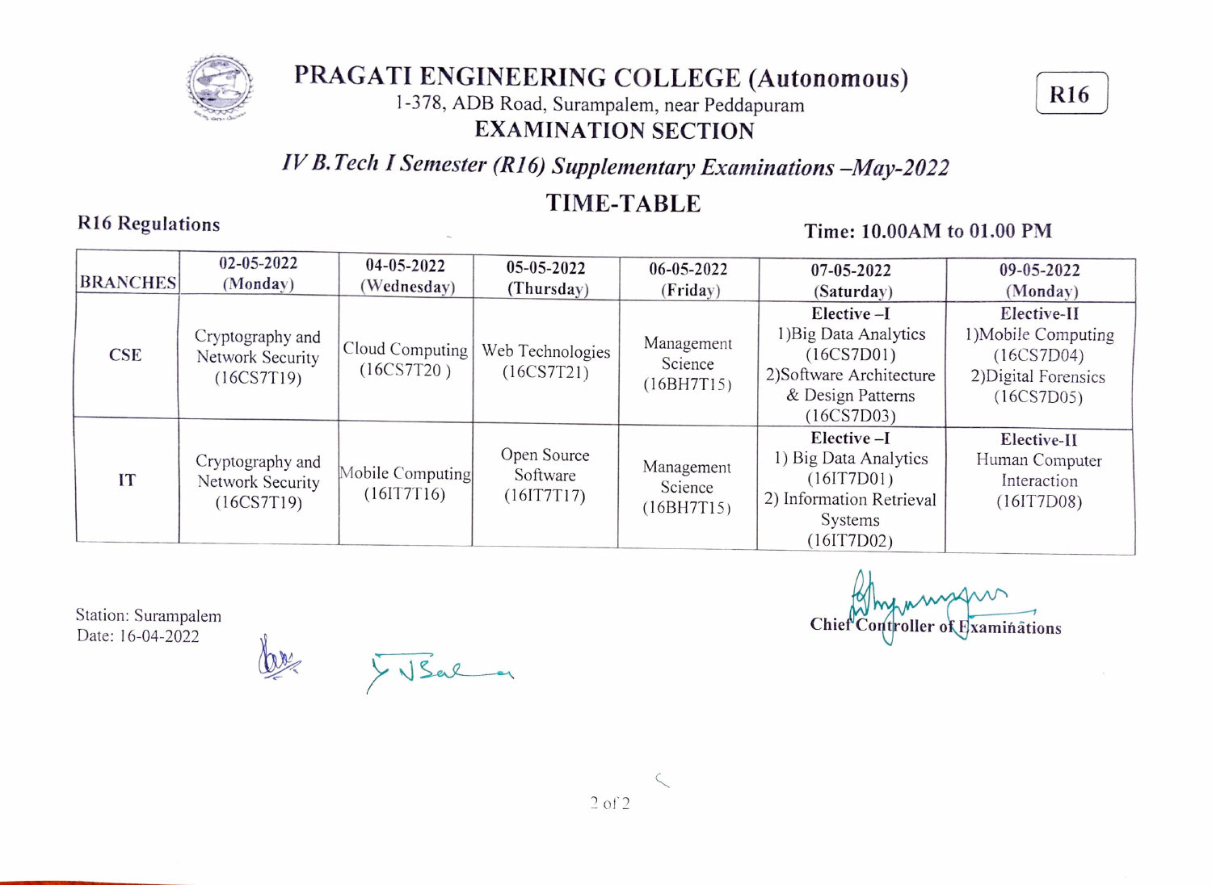# PRAGATI ENGINEERING COLLEGE (Autonomous)

1-378, ADB Road, Surampalem, near Peddapuram

## EXAMINATION SECTION

**R16**

### *IV B.Tech I Semester (R16) Supplementary Examinations –May-2022*

### TIME-TABLE

**R16 Regulations**

**Time: 10.00AM to 01.00 PM**

| BRANCHES | 02-05-2022 (Monday) | 04-05-2022 (Wednesday) | 05-05-2022 (Thursday) | 06-05-2022 (Friday) | 07-05-2022 (Saturday) | 09-05-2022 (Monday) |
|---|---|---|---|---|---|---|
| **CSE** | Cryptography and Network Security (16CS7T19) | Cloud Computing (16CS7T20 ) | Web Technologies (16CS7T21) | Management Science (16BH7T15) | **Elective –I** 1)Big Data Analytics (16CS7D01) 2)Software Architecture & Design Patterns (16CS7D03) | **Elective-II** 1)Mobile Computing (16CS7D04) 2)Digital Forensics (16CS7D05) |
| **IT** | Cryptography and Network Security (16CS7T19) | Mobile Computing (16IT7T16) | Open Source Software (16IT7T17) | Management Science (16BH7T15) | **Elective –I** 1) Big Data Analytics (16IT7D01) 2) Information Retrieval Systems (16IT7D02) | **Elective-II** Human Computer Interaction (16IT7D08) |

Station: Surampalem
Date: 16-04-2022

Chief Controller of Examinations